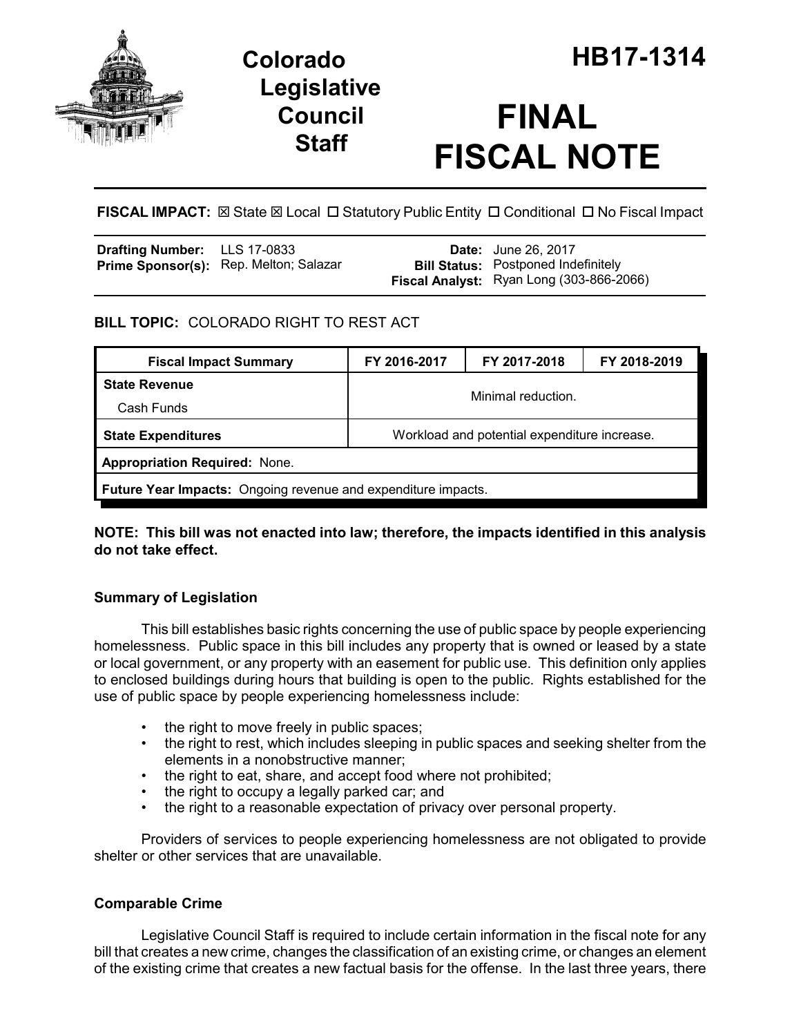# Colorado Legislative Council Staff

# HB17-1314

# FINAL FISCAL NOTE

**FISCAL IMPACT:** ☒ State ☒ Local ☐ Statutory Public Entity ☐ Conditional ☐ No Fiscal Impact

| | | | |
|---|---|---|---|
| **Drafting Number:** | LLS 17-0833 | **Date:** | June 26, 2017 |
| **Prime Sponsor(s):** | Rep. Melton; Salazar | **Bill Status:** | Postponed Indefinitely |
| | | **Fiscal Analyst:** | Ryan Long (303-866-2066) |

**BILL TOPIC:** COLORADO RIGHT TO REST ACT

| Fiscal Impact Summary | FY 2016-2017 | FY 2017-2018 | FY 2018-2019 |
|---|---|---|---|
| **State Revenue**<br>Cash Funds | Minimal reduction. | | |
| **State Expenditures** | Workload and potential expenditure increase. | | |
| **Appropriation Required:** None. | | | |
| **Future Year Impacts:** Ongoing revenue and expenditure impacts. | | | |

**NOTE: This bill was not enacted into law; therefore, the impacts identified in this analysis do not take effect.**

### Summary of Legislation

This bill establishes basic rights concerning the use of public space by people experiencing homelessness. Public space in this bill includes any property that is owned or leased by a state or local government, or any property with an easement for public use. This definition only applies to enclosed buildings during hours that building is open to the public. Rights established for the use of public space by people experiencing homelessness include:

- the right to move freely in public spaces;
- the right to rest, which includes sleeping in public spaces and seeking shelter from the elements in a nonobstructive manner;
- the right to eat, share, and accept food where not prohibited;
- the right to occupy a legally parked car; and
- the right to a reasonable expectation of privacy over personal property.

Providers of services to people experiencing homelessness are not obligated to provide shelter or other services that are unavailable.

### Comparable Crime

Legislative Council Staff is required to include certain information in the fiscal note for any bill that creates a new crime, changes the classification of an existing crime, or changes an element of the existing crime that creates a new factual basis for the offense. In the last three years, there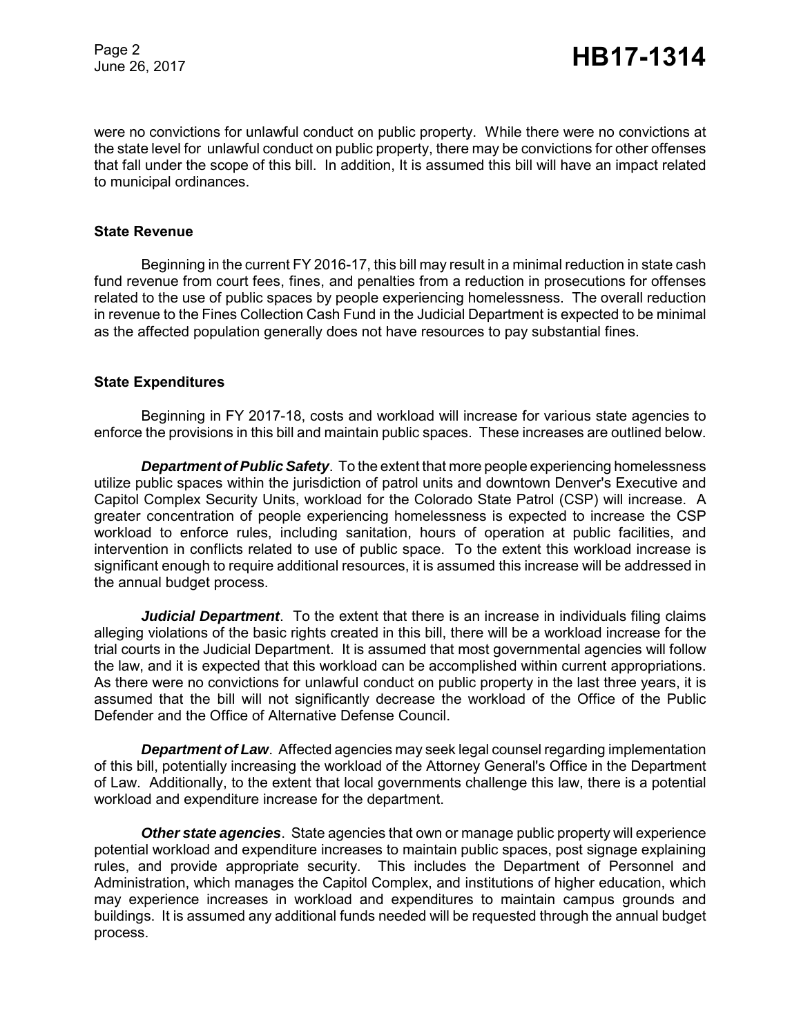were no convictions for unlawful conduct on public property. While there were no convictions at the state level for unlawful conduct on public property, there may be convictions for other offenses that fall under the scope of this bill. In addition, It is assumed this bill will have an impact related to municipal ordinances.

**State Revenue**

Beginning in the current FY 2016-17, this bill may result in a minimal reduction in state cash fund revenue from court fees, fines, and penalties from a reduction in prosecutions for offenses related to the use of public spaces by people experiencing homelessness. The overall reduction in revenue to the Fines Collection Cash Fund in the Judicial Department is expected to be minimal as the affected population generally does not have resources to pay substantial fines.

**State Expenditures**

Beginning in FY 2017-18, costs and workload will increase for various state agencies to enforce the provisions in this bill and maintain public spaces. These increases are outlined below.

***Department of Public Safety***. To the extent that more people experiencing homelessness utilize public spaces within the jurisdiction of patrol units and downtown Denver's Executive and Capitol Complex Security Units, workload for the Colorado State Patrol (CSP) will increase. A greater concentration of people experiencing homelessness is expected to increase the CSP workload to enforce rules, including sanitation, hours of operation at public facilities, and intervention in conflicts related to use of public space. To the extent this workload increase is significant enough to require additional resources, it is assumed this increase will be addressed in the annual budget process.

***Judicial Department***. To the extent that there is an increase in individuals filing claims alleging violations of the basic rights created in this bill, there will be a workload increase for the trial courts in the Judicial Department. It is assumed that most governmental agencies will follow the law, and it is expected that this workload can be accomplished within current appropriations. As there were no convictions for unlawful conduct on public property in the last three years, it is assumed that the bill will not significantly decrease the workload of the Office of the Public Defender and the Office of Alternative Defense Council.

***Department of Law***. Affected agencies may seek legal counsel regarding implementation of this bill, potentially increasing the workload of the Attorney General's Office in the Department of Law. Additionally, to the extent that local governments challenge this law, there is a potential workload and expenditure increase for the department.

***Other state agencies***. State agencies that own or manage public property will experience potential workload and expenditure increases to maintain public spaces, post signage explaining rules, and provide appropriate security. This includes the Department of Personnel and Administration, which manages the Capitol Complex, and institutions of higher education, which may experience increases in workload and expenditures to maintain campus grounds and buildings. It is assumed any additional funds needed will be requested through the annual budget process.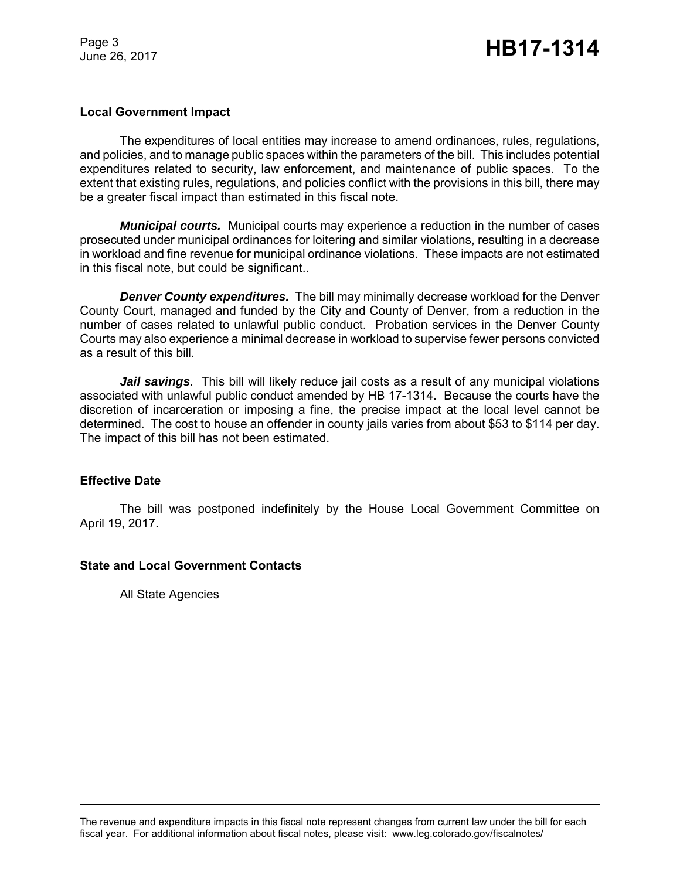**Local Government Impact**

The expenditures of local entities may increase to amend ordinances, rules, regulations, and policies, and to manage public spaces within the parameters of the bill. This includes potential expenditures related to security, law enforcement, and maintenance of public spaces. To the extent that existing rules, regulations, and policies conflict with the provisions in this bill, there may be a greater fiscal impact than estimated in this fiscal note.

***Municipal courts.*** Municipal courts may experience a reduction in the number of cases prosecuted under municipal ordinances for loitering and similar violations, resulting in a decrease in workload and fine revenue for municipal ordinance violations. These impacts are not estimated in this fiscal note, but could be significant..

***Denver County expenditures.*** The bill may minimally decrease workload for the Denver County Court, managed and funded by the City and County of Denver, from a reduction in the number of cases related to unlawful public conduct. Probation services in the Denver County Courts may also experience a minimal decrease in workload to supervise fewer persons convicted as a result of this bill.

***Jail savings***. This bill will likely reduce jail costs as a result of any municipal violations associated with unlawful public conduct amended by HB 17-1314. Because the courts have the discretion of incarceration or imposing a fine, the precise impact at the local level cannot be determined. The cost to house an offender in county jails varies from about $53 to $114 per day. The impact of this bill has not been estimated.

**Effective Date**

The bill was postponed indefinitely by the House Local Government Committee on April 19, 2017.

**State and Local Government Contacts**

All State Agencies

The revenue and expenditure impacts in this fiscal note represent changes from current law under the bill for each fiscal year. For additional information about fiscal notes, please visit: www.leg.colorado.gov/fiscalnotes/